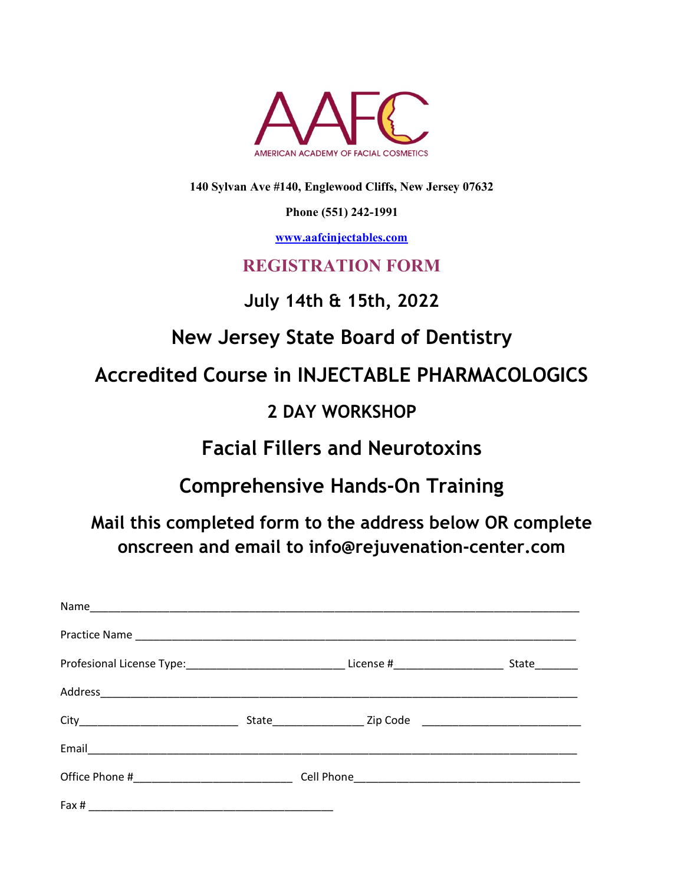AAFC

AMERICAN ACADEMY OF FACIAL COSMETICS

**140 Sylvan Ave #140, Englewood Cliffs, New Jersey 07632**

**Phone (551) 242-1991**

**www.aafcinjectables.com**

## REGISTRATION FORM

## July 14th & 15th, 2022

## New Jersey State Board of Dentistry

## Accredited Course in INJECTABLE PHARMACOLOGICS

## 2 DAY WORKSHOP

## Facial Fillers and Neurotoxins

## Comprehensive Hands-On Training

**Mail this completed form to the address below OR complete onscreen and email to info@rejuvenation-center.com**

Name_______________________________________________________________________________

Practice Name _______________________________________________________________________

Profesional License Type:_________________________ License #_________________ State_______

Address_____________________________________________________________________________

City_________________________ State______________ Zip Code _________________________

Email_______________________________________________________________________________

Office Phone #________________________ Cell Phone____________________________________

Fax # _______________________________________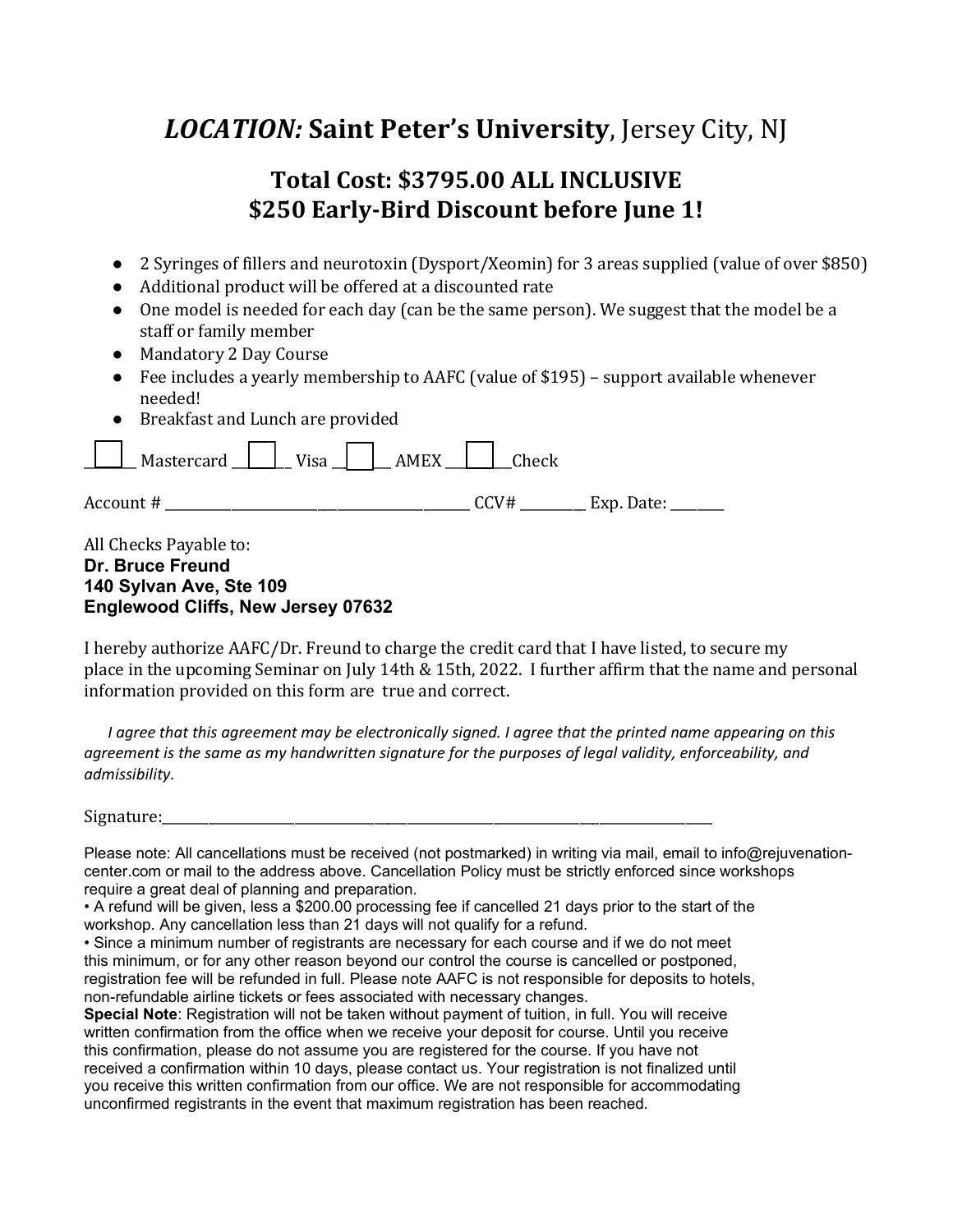# *LOCATION:* **Saint Peter's University**, Jersey City, NJ

## Total Cost: $3795.00 ALL INCLUSIVE
## $250 Early-Bird Discount before June 1!

- 2 Syringes of fillers and neurotoxin (Dysport/Xeomin) for 3 areas supplied (value of over $850)
- Additional product will be offered at a discounted rate
- One model is needed for each day (can be the same person). We suggest that the model be a staff or family member
- Mandatory 2 Day Course
- Fee includes a yearly membership to AAFC (value of $195) – support available whenever needed!
- Breakfast and Lunch are provided

☐ Mastercard ☐ Visa ☐ AMEX ☐ Check

Account # ______________________________ CCV# ________ Exp. Date: _______

All Checks Payable to:
**Dr. Bruce Freund**
**140 Sylvan Ave, Ste 109**
**Englewood Cliffs, New Jersey 07632**

I hereby authorize AAFC/Dr. Freund to charge the credit card that I have listed, to secure my place in the upcoming Seminar on July 14th & 15th, 2022. I further affirm that the name and personal information provided on this form are true and correct.

*I agree that this agreement may be electronically signed. I agree that the printed name appearing on this agreement is the same as my handwritten signature for the purposes of legal validity, enforceability, and admissibility.*

Signature:________________________________________________

Please note: All cancellations must be received (not postmarked) in writing via mail, email to info@rejuvenation-center.com or mail to the address above. Cancellation Policy must be strictly enforced since workshops require a great deal of planning and preparation.

• A refund will be given, less a $200.00 processing fee if cancelled 21 days prior to the start of the workshop. Any cancellation less than 21 days will not qualify for a refund.

• Since a minimum number of registrants are necessary for each course and if we do not meet this minimum, or for any other reason beyond our control the course is cancelled or postponed, registration fee will be refunded in full. Please note AAFC is not responsible for deposits to hotels, non-refundable airline tickets or fees associated with necessary changes.

**Special Note**: Registration will not be taken without payment of tuition, in full. You will receive written confirmation from the office when we receive your deposit for course. Until you receive this confirmation, please do not assume you are registered for the course. If you have not received a confirmation within 10 days, please contact us. Your registration is not finalized until you receive this written confirmation from our office. We are not responsible for accommodating unconfirmed registrants in the event that maximum registration has been reached.